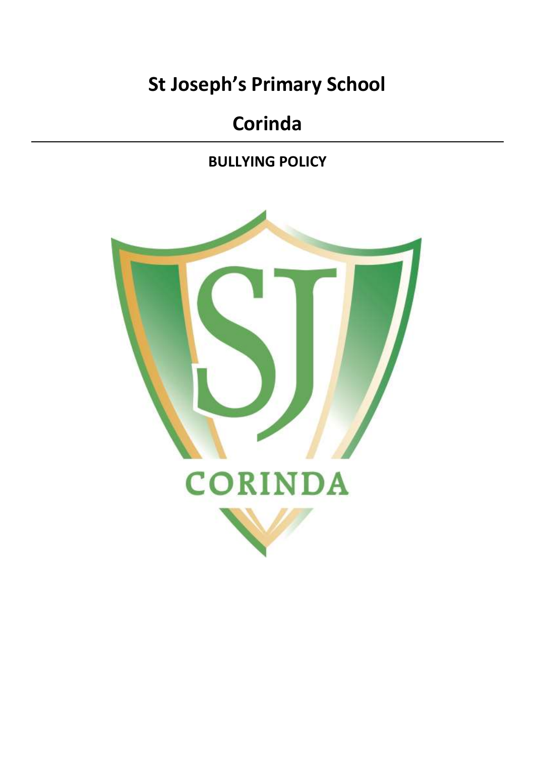# St Joseph's Primary School

# Corinda

## BULLYING POLICY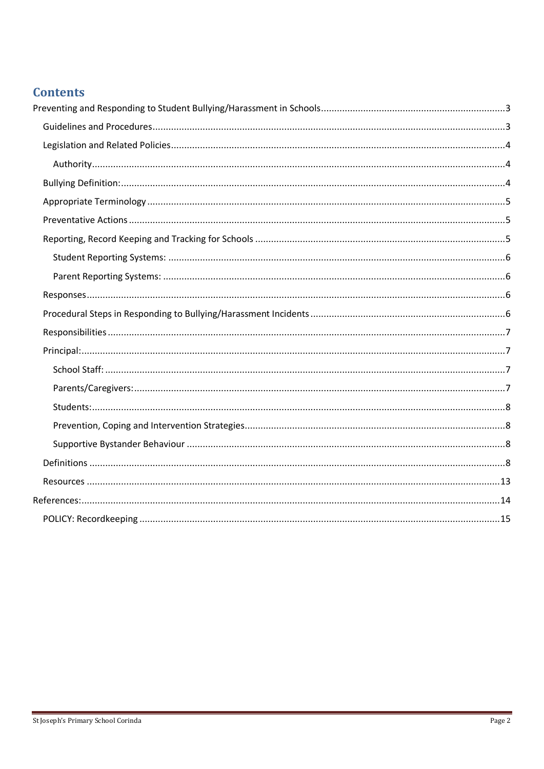## Contents

- Preventing and Responding to Student Bullying/Harassment in Schools ..... 3
  - Guidelines and Procedures ..... 3
  - Legislation and Related Policies ..... 4
    - Authority ..... 4
  - Bullying Definition: ..... 4
  - Appropriate Terminology ..... 5
  - Preventative Actions ..... 5
  - Reporting, Record Keeping and Tracking for Schools ..... 5
    - Student Reporting Systems: ..... 6
    - Parent Reporting Systems: ..... 6
  - Responses ..... 6
  - Procedural Steps in Responding to Bullying/Harassment Incidents ..... 6
  - Responsibilities ..... 7
  - Principal: ..... 7
    - School Staff: ..... 7
    - Parents/Caregivers: ..... 7
    - Students: ..... 8
    - Prevention, Coping and Intervention Strategies ..... 8
    - Supportive Bystander Behaviour ..... 8
  - Definitions ..... 8
  - Resources ..... 13
- References: ..... 14
  - POLICY: Recordkeeping ..... 15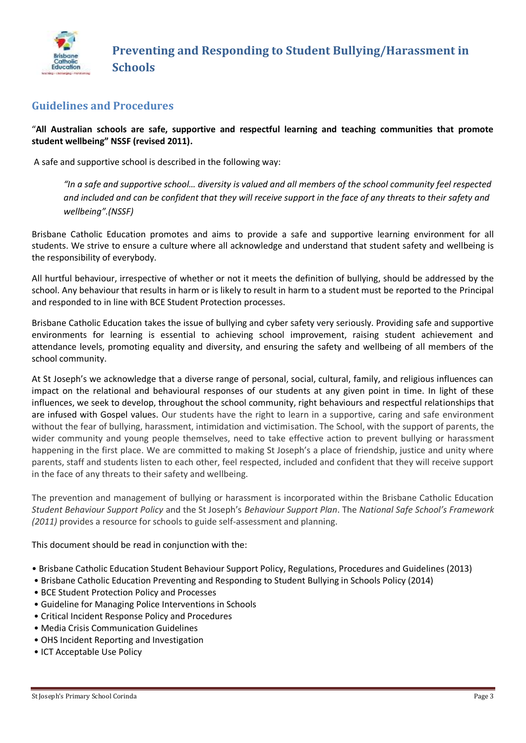# Preventing and Responding to Student Bullying/Harassment in Schools

## Guidelines and Procedures

"**All Australian schools are safe, supportive and respectful learning and teaching communities that promote student wellbeing" NSSF (revised 2011).**

A safe and supportive school is described in the following way:

> *"In a safe and supportive school… diversity is valued and all members of the school community feel respected and included and can be confident that they will receive support in the face of any threats to their safety and wellbeing".(NSSF)*

Brisbane Catholic Education promotes and aims to provide a safe and supportive learning environment for all students. We strive to ensure a culture where all acknowledge and understand that student safety and wellbeing is the responsibility of everybody.

All hurtful behaviour, irrespective of whether or not it meets the definition of bullying, should be addressed by the school. Any behaviour that results in harm or is likely to result in harm to a student must be reported to the Principal and responded to in line with BCE Student Protection processes.

Brisbane Catholic Education takes the issue of bullying and cyber safety very seriously. Providing safe and supportive environments for learning is essential to achieving school improvement, raising student achievement and attendance levels, promoting equality and diversity, and ensuring the safety and wellbeing of all members of the school community.

At St Joseph's we acknowledge that a diverse range of personal, social, cultural, family, and religious influences can impact on the relational and behavioural responses of our students at any given point in time. In light of these influences, we seek to develop, throughout the school community, right behaviours and respectful relationships that are infused with Gospel values. Our students have the right to learn in a supportive, caring and safe environment without the fear of bullying, harassment, intimidation and victimisation. The School, with the support of parents, the wider community and young people themselves, need to take effective action to prevent bullying or harassment happening in the first place. We are committed to making St Joseph's a place of friendship, justice and unity where parents, staff and students listen to each other, feel respected, included and confident that they will receive support in the face of any threats to their safety and wellbeing.

The prevention and management of bullying or harassment is incorporated within the Brisbane Catholic Education *Student Behaviour Support Policy* and the St Joseph's *Behaviour Support Plan*. The *National Safe School's Framework (2011)* provides a resource for schools to guide self-assessment and planning.

This document should be read in conjunction with the:

- Brisbane Catholic Education Student Behaviour Support Policy, Regulations, Procedures and Guidelines (2013)
- Brisbane Catholic Education Preventing and Responding to Student Bullying in Schools Policy (2014)
- BCE Student Protection Policy and Processes
- Guideline for Managing Police Interventions in Schools
- Critical Incident Response Policy and Procedures
- Media Crisis Communication Guidelines
- OHS Incident Reporting and Investigation
- ICT Acceptable Use Policy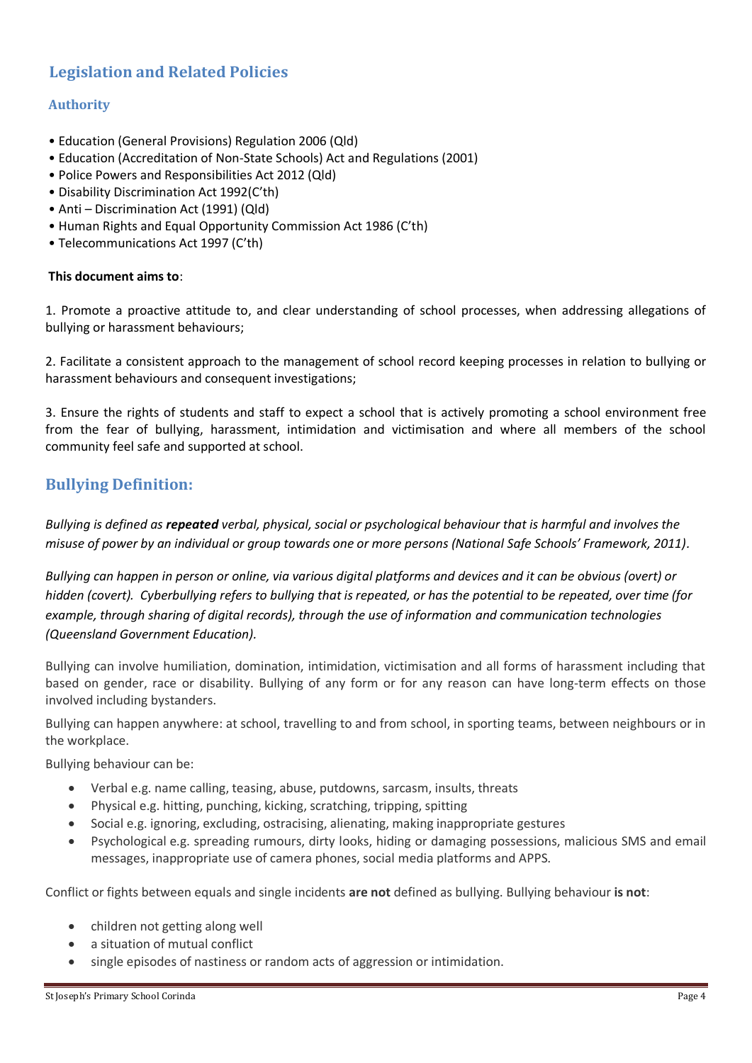## Legislation and Related Policies

### Authority

- Education (General Provisions) Regulation 2006 (Qld)
- Education (Accreditation of Non-State Schools) Act and Regulations (2001)
- Police Powers and Responsibilities Act 2012 (Qld)
- Disability Discrimination Act 1992(C'th)
- Anti – Discrimination Act (1991) (Qld)
- Human Rights and Equal Opportunity Commission Act 1986 (C'th)
- Telecommunications Act 1997 (C'th)

**This document aims to**:

1. Promote a proactive attitude to, and clear understanding of school processes, when addressing allegations of bullying or harassment behaviours;

2. Facilitate a consistent approach to the management of school record keeping processes in relation to bullying or harassment behaviours and consequent investigations;

3. Ensure the rights of students and staff to expect a school that is actively promoting a school environment free from the fear of bullying, harassment, intimidation and victimisation and where all members of the school community feel safe and supported at school.

## Bullying Definition:

*Bullying is defined as* ***repeated*** *verbal, physical, social or psychological behaviour that is harmful and involves the misuse of power by an individual or group towards one or more persons (National Safe Schools' Framework, 2011).*

*Bullying can happen in person or online, via various digital platforms and devices and it can be obvious (overt) or hidden (covert). Cyberbullying refers to bullying that is repeated, or has the potential to be repeated, over time (for example, through sharing of digital records), through the use of information and communication technologies (Queensland Government Education).*

Bullying can involve humiliation, domination, intimidation, victimisation and all forms of harassment including that based on gender, race or disability. Bullying of any form or for any reason can have long-term effects on those involved including bystanders.

Bullying can happen anywhere: at school, travelling to and from school, in sporting teams, between neighbours or in the workplace.

Bullying behaviour can be:

- Verbal e.g. name calling, teasing, abuse, putdowns, sarcasm, insults, threats
- Physical e.g. hitting, punching, kicking, scratching, tripping, spitting
- Social e.g. ignoring, excluding, ostracising, alienating, making inappropriate gestures
- Psychological e.g. spreading rumours, dirty looks, hiding or damaging possessions, malicious SMS and email messages, inappropriate use of camera phones, social media platforms and APPS.

Conflict or fights between equals and single incidents **are not** defined as bullying. Bullying behaviour **is not**:

- children not getting along well
- a situation of mutual conflict
- single episodes of nastiness or random acts of aggression or intimidation.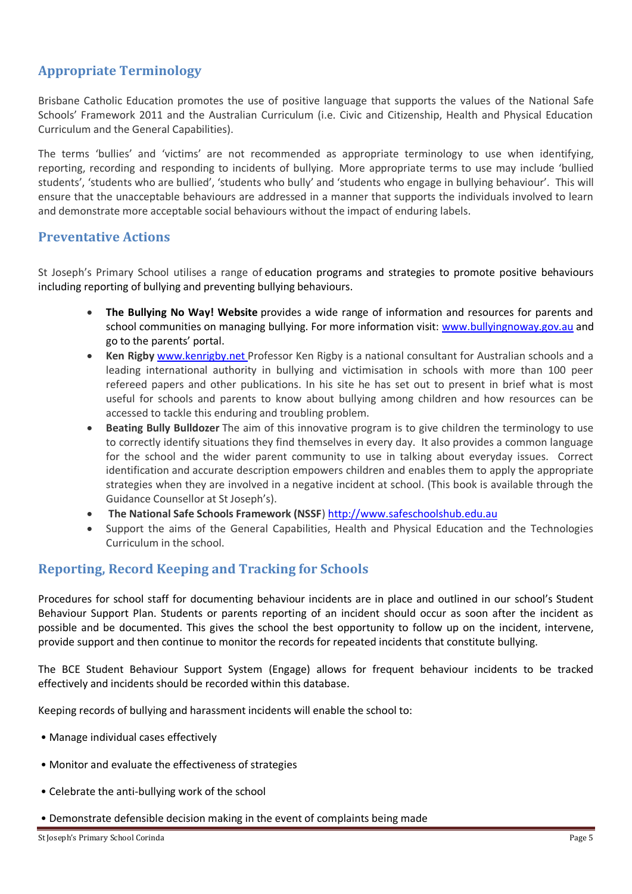## Appropriate Terminology

Brisbane Catholic Education promotes the use of positive language that supports the values of the National Safe Schools' Framework 2011 and the Australian Curriculum (i.e. Civic and Citizenship, Health and Physical Education Curriculum and the General Capabilities).

The terms 'bullies' and 'victims' are not recommended as appropriate terminology to use when identifying, reporting, recording and responding to incidents of bullying. More appropriate terms to use may include 'bullied students', 'students who are bullied', 'students who bully' and 'students who engage in bullying behaviour'. This will ensure that the unacceptable behaviours are addressed in a manner that supports the individuals involved to learn and demonstrate more acceptable social behaviours without the impact of enduring labels.

## Preventative Actions

St Joseph's Primary School utilises a range of education programs and strategies to promote positive behaviours including reporting of bullying and preventing bullying behaviours.

- **The Bullying No Way! Website** provides a wide range of information and resources for parents and school communities on managing bullying. For more information visit: www.bullyingnoway.gov.au and go to the parents' portal.
- **Ken Rigby** www.kenrigby.net Professor Ken Rigby is a national consultant for Australian schools and a leading international authority in bullying and victimisation in schools with more than 100 peer refereed papers and other publications. In his site he has set out to present in brief what is most useful for schools and parents to know about bullying among children and how resources can be accessed to tackle this enduring and troubling problem.
- **Beating Bully Bulldozer** The aim of this innovative program is to give children the terminology to use to correctly identify situations they find themselves in every day. It also provides a common language for the school and the wider parent community to use in talking about everyday issues. Correct identification and accurate description empowers children and enables them to apply the appropriate strategies when they are involved in a negative incident at school. (This book is available through the Guidance Counsellor at St Joseph's).
- **The National Safe Schools Framework (NSSF**) http://www.safeschoolshub.edu.au
- Support the aims of the General Capabilities, Health and Physical Education and the Technologies Curriculum in the school.

## Reporting, Record Keeping and Tracking for Schools

Procedures for school staff for documenting behaviour incidents are in place and outlined in our school's Student Behaviour Support Plan. Students or parents reporting of an incident should occur as soon after the incident as possible and be documented. This gives the school the best opportunity to follow up on the incident, intervene, provide support and then continue to monitor the records for repeated incidents that constitute bullying.

The BCE Student Behaviour Support System (Engage) allows for frequent behaviour incidents to be tracked effectively and incidents should be recorded within this database.

Keeping records of bullying and harassment incidents will enable the school to:

- Manage individual cases effectively
- Monitor and evaluate the effectiveness of strategies
- Celebrate the anti-bullying work of the school
- Demonstrate defensible decision making in the event of complaints being made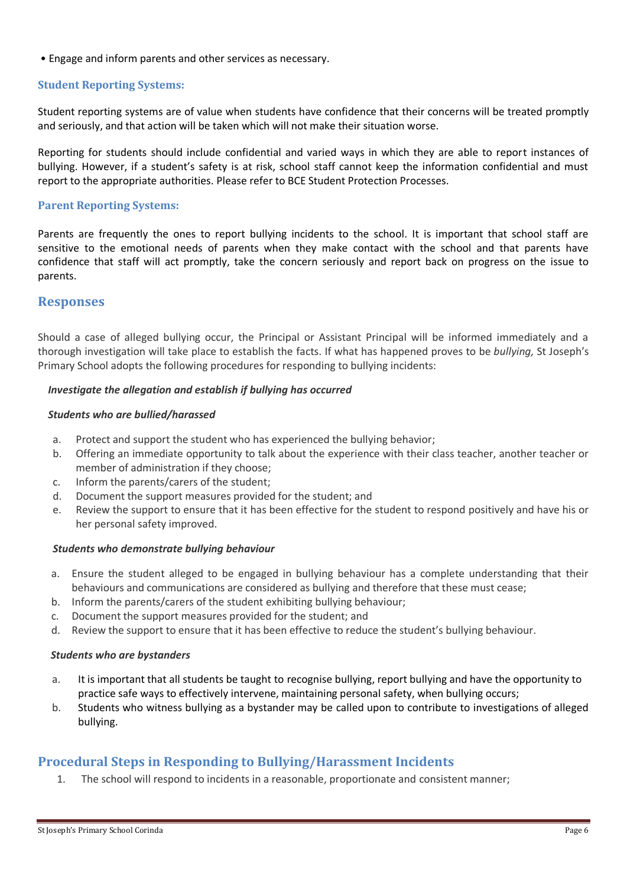• Engage and inform parents and other services as necessary.

### Student Reporting Systems:

Student reporting systems are of value when students have confidence that their concerns will be treated promptly and seriously, and that action will be taken which will not make their situation worse.

Reporting for students should include confidential and varied ways in which they are able to report instances of bullying. However, if a student's safety is at risk, school staff cannot keep the information confidential and must report to the appropriate authorities. Please refer to BCE Student Protection Processes.

### Parent Reporting Systems:

Parents are frequently the ones to report bullying incidents to the school. It is important that school staff are sensitive to the emotional needs of parents when they make contact with the school and that parents have confidence that staff will act promptly, take the concern seriously and report back on progress on the issue to parents.

## Responses

Should a case of alleged bullying occur, the Principal or Assistant Principal will be informed immediately and a thorough investigation will take place to establish the facts. If what has happened proves to be *bullying,* St Joseph's Primary School adopts the following procedures for responding to bullying incidents:

***Investigate the allegation and establish if bullying has occurred***

***Students who are bullied/harassed***

a. Protect and support the student who has experienced the bullying behavior;
b. Offering an immediate opportunity to talk about the experience with their class teacher, another teacher or member of administration if they choose;
c. Inform the parents/carers of the student;
d. Document the support measures provided for the student; and
e. Review the support to ensure that it has been effective for the student to respond positively and have his or her personal safety improved.

***Students who demonstrate bullying behaviour***

a. Ensure the student alleged to be engaged in bullying behaviour has a complete understanding that their behaviours and communications are considered as bullying and therefore that these must cease;
b. Inform the parents/carers of the student exhibiting bullying behaviour;
c. Document the support measures provided for the student; and
d. Review the support to ensure that it has been effective to reduce the student's bullying behaviour.

***Students who are bystanders***

a. It is important that all students be taught to recognise bullying, report bullying and have the opportunity to practice safe ways to effectively intervene, maintaining personal safety, when bullying occurs;
b. Students who witness bullying as a bystander may be called upon to contribute to investigations of alleged bullying.

## Procedural Steps in Responding to Bullying/Harassment Incidents

1. The school will respond to incidents in a reasonable, proportionate and consistent manner;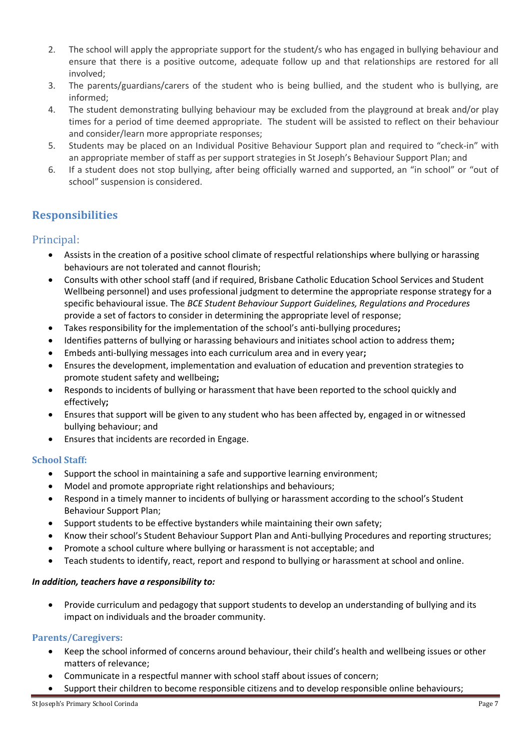2. The school will apply the appropriate support for the student/s who has engaged in bullying behaviour and ensure that there is a positive outcome, adequate follow up and that relationships are restored for all involved;
3. The parents/guardians/carers of the student who is being bullied, and the student who is bullying, are informed;
4. The student demonstrating bullying behaviour may be excluded from the playground at break and/or play times for a period of time deemed appropriate. The student will be assisted to reflect on their behaviour and consider/learn more appropriate responses;
5. Students may be placed on an Individual Positive Behaviour Support plan and required to "check-in" with an appropriate member of staff as per support strategies in St Joseph's Behaviour Support Plan; and
6. If a student does not stop bullying, after being officially warned and supported, an "in school" or "out of school" suspension is considered.

## Responsibilities

### Principal:

- Assists in the creation of a positive school climate of respectful relationships where bullying or harassing behaviours are not tolerated and cannot flourish;
- Consults with other school staff (and if required, Brisbane Catholic Education School Services and Student Wellbeing personnel) and uses professional judgment to determine the appropriate response strategy for a specific behavioural issue. The *BCE Student Behaviour Support Guidelines, Regulations and Procedures* provide a set of factors to consider in determining the appropriate level of response;
- Takes responsibility for the implementation of the school's anti-bullying procedures**;**
- Identifies patterns of bullying or harassing behaviours and initiates school action to address them**;**
- Embeds anti-bullying messages into each curriculum area and in every year**;**
- Ensures the development, implementation and evaluation of education and prevention strategies to promote student safety and wellbeing**;**
- Responds to incidents of bullying or harassment that have been reported to the school quickly and effectively**;**
- Ensures that support will be given to any student who has been affected by, engaged in or witnessed bullying behaviour; and
- Ensures that incidents are recorded in Engage.

#### School Staff:

- Support the school in maintaining a safe and supportive learning environment;
- Model and promote appropriate right relationships and behaviours;
- Respond in a timely manner to incidents of bullying or harassment according to the school's Student Behaviour Support Plan;
- Support students to be effective bystanders while maintaining their own safety;
- Know their school's Student Behaviour Support Plan and Anti-bullying Procedures and reporting structures;
- Promote a school culture where bullying or harassment is not acceptable; and
- Teach students to identify, react, report and respond to bullying or harassment at school and online.

***In addition, teachers have a responsibility to:***

- Provide curriculum and pedagogy that support students to develop an understanding of bullying and its impact on individuals and the broader community.

#### Parents/Caregivers:

- Keep the school informed of concerns around behaviour, their child's health and wellbeing issues or other matters of relevance;
- Communicate in a respectful manner with school staff about issues of concern;
- Support their children to become responsible citizens and to develop responsible online behaviours;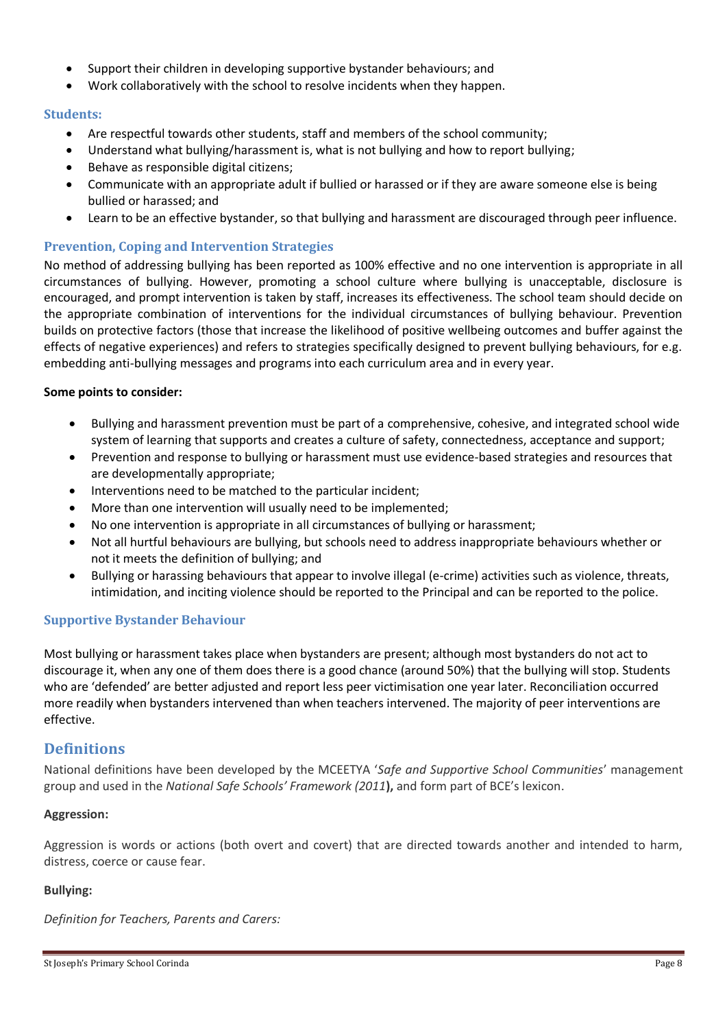- Support their children in developing supportive bystander behaviours; and
- Work collaboratively with the school to resolve incidents when they happen.

### Students:

- Are respectful towards other students, staff and members of the school community;
- Understand what bullying/harassment is, what is not bullying and how to report bullying;
- Behave as responsible digital citizens;
- Communicate with an appropriate adult if bullied or harassed or if they are aware someone else is being bullied or harassed; and
- Learn to be an effective bystander, so that bullying and harassment are discouraged through peer influence.

### Prevention, Coping and Intervention Strategies

No method of addressing bullying has been reported as 100% effective and no one intervention is appropriate in all circumstances of bullying. However, promoting a school culture where bullying is unacceptable, disclosure is encouraged, and prompt intervention is taken by staff, increases its effectiveness. The school team should decide on the appropriate combination of interventions for the individual circumstances of bullying behaviour. Prevention builds on protective factors (those that increase the likelihood of positive wellbeing outcomes and buffer against the effects of negative experiences) and refers to strategies specifically designed to prevent bullying behaviours, for e.g. embedding anti-bullying messages and programs into each curriculum area and in every year.

**Some points to consider:**

- Bullying and harassment prevention must be part of a comprehensive, cohesive, and integrated school wide system of learning that supports and creates a culture of safety, connectedness, acceptance and support;
- Prevention and response to bullying or harassment must use evidence-based strategies and resources that are developmentally appropriate;
- Interventions need to be matched to the particular incident;
- More than one intervention will usually need to be implemented;
- No one intervention is appropriate in all circumstances of bullying or harassment;
- Not all hurtful behaviours are bullying, but schools need to address inappropriate behaviours whether or not it meets the definition of bullying; and
- Bullying or harassing behaviours that appear to involve illegal (e-crime) activities such as violence, threats, intimidation, and inciting violence should be reported to the Principal and can be reported to the police.

### Supportive Bystander Behaviour

Most bullying or harassment takes place when bystanders are present; although most bystanders do not act to discourage it, when any one of them does there is a good chance (around 50%) that the bullying will stop. Students who are 'defended' are better adjusted and report less peer victimisation one year later. Reconciliation occurred more readily when bystanders intervened than when teachers intervened. The majority of peer interventions are effective.

## Definitions

National definitions have been developed by the MCEETYA '*Safe and Supportive School Communities*' management group and used in the *National Safe Schools' Framework (2011*)**,** and form part of BCE's lexicon.

**Aggression:**

Aggression is words or actions (both overt and covert) that are directed towards another and intended to harm, distress, coerce or cause fear.

**Bullying:**

*Definition for Teachers, Parents and Carers:*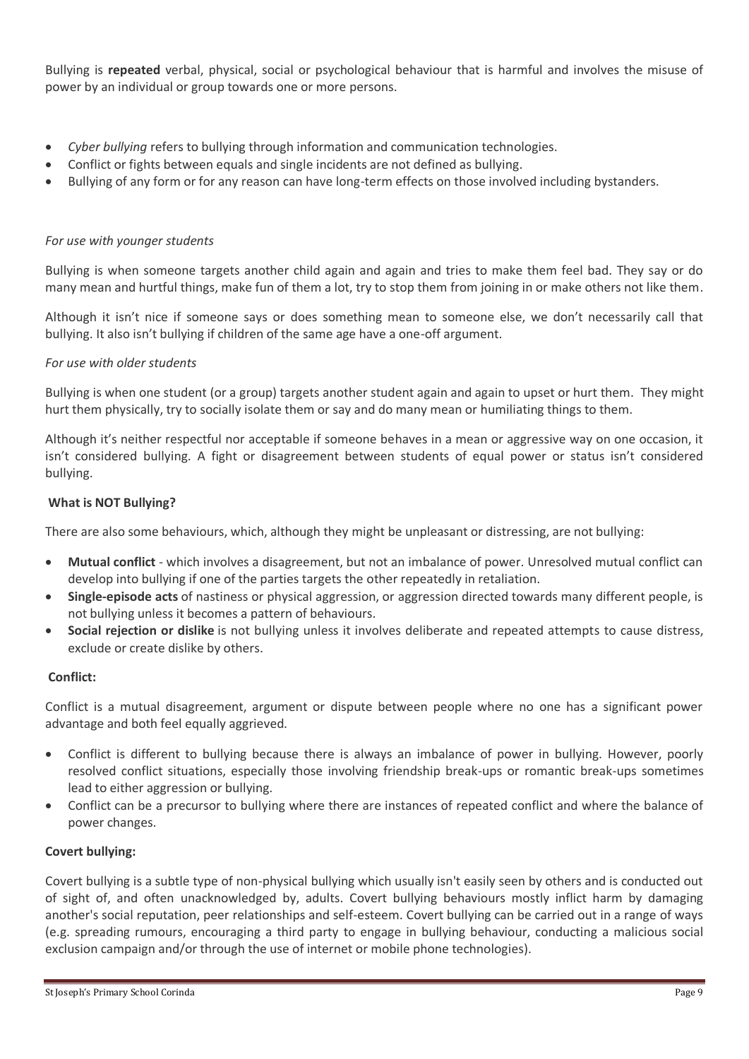Bullying is **repeated** verbal, physical, social or psychological behaviour that is harmful and involves the misuse of power by an individual or group towards one or more persons.

- *Cyber bullying* refers to bullying through information and communication technologies.
- Conflict or fights between equals and single incidents are not defined as bullying.
- Bullying of any form or for any reason can have long-term effects on those involved including bystanders.

*For use with younger students*

Bullying is when someone targets another child again and again and tries to make them feel bad. They say or do many mean and hurtful things, make fun of them a lot, try to stop them from joining in or make others not like them.

Although it isn't nice if someone says or does something mean to someone else, we don't necessarily call that bullying. It also isn't bullying if children of the same age have a one-off argument.

*For use with older students*

Bullying is when one student (or a group) targets another student again and again to upset or hurt them. They might hurt them physically, try to socially isolate them or say and do many mean or humiliating things to them.

Although it's neither respectful nor acceptable if someone behaves in a mean or aggressive way on one occasion, it isn't considered bullying. A fight or disagreement between students of equal power or status isn't considered bullying.

**What is NOT Bullying?**

There are also some behaviours, which, although they might be unpleasant or distressing, are not bullying:

- **Mutual conflict** - which involves a disagreement, but not an imbalance of power. Unresolved mutual conflict can develop into bullying if one of the parties targets the other repeatedly in retaliation.
- **Single-episode acts** of nastiness or physical aggression, or aggression directed towards many different people, is not bullying unless it becomes a pattern of behaviours.
- **Social rejection or dislike** is not bullying unless it involves deliberate and repeated attempts to cause distress, exclude or create dislike by others.

**Conflict:**

Conflict is a mutual disagreement, argument or dispute between people where no one has a significant power advantage and both feel equally aggrieved.

- Conflict is different to bullying because there is always an imbalance of power in bullying. However, poorly resolved conflict situations, especially those involving friendship break-ups or romantic break-ups sometimes lead to either aggression or bullying.
- Conflict can be a precursor to bullying where there are instances of repeated conflict and where the balance of power changes.

**Covert bullying:**

Covert bullying is a subtle type of non-physical bullying which usually isn't easily seen by others and is conducted out of sight of, and often unacknowledged by, adults. Covert bullying behaviours mostly inflict harm by damaging another's social reputation, peer relationships and self-esteem. Covert bullying can be carried out in a range of ways (e.g. spreading rumours, encouraging a third party to engage in bullying behaviour, conducting a malicious social exclusion campaign and/or through the use of internet or mobile phone technologies).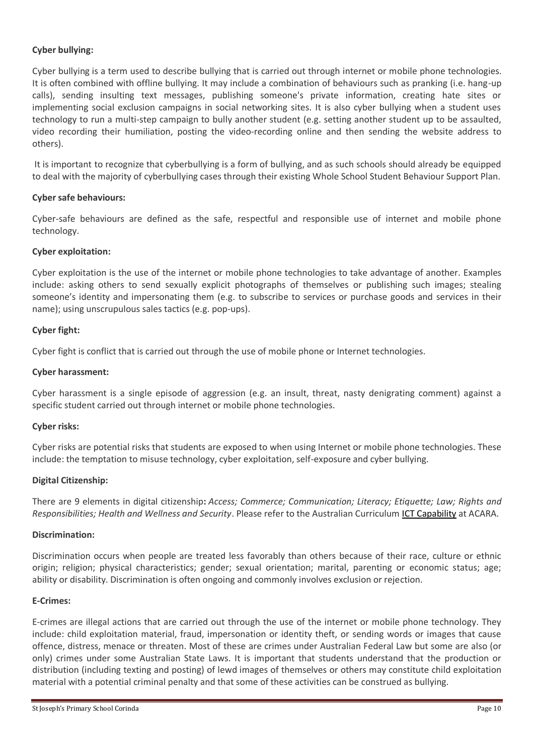**Cyber bullying:**

Cyber bullying is a term used to describe bullying that is carried out through internet or mobile phone technologies. It is often combined with offline bullying. It may include a combination of behaviours such as pranking (i.e. hang-up calls), sending insulting text messages, publishing someone's private information, creating hate sites or implementing social exclusion campaigns in social networking sites. It is also cyber bullying when a student uses technology to run a multi-step campaign to bully another student (e.g. setting another student up to be assaulted, video recording their humiliation, posting the video-recording online and then sending the website address to others).

It is important to recognize that cyberbullying is a form of bullying, and as such schools should already be equipped to deal with the majority of cyberbullying cases through their existing Whole School Student Behaviour Support Plan.

**Cyber safe behaviours:**

Cyber-safe behaviours are defined as the safe, respectful and responsible use of internet and mobile phone technology.

**Cyber exploitation:**

Cyber exploitation is the use of the internet or mobile phone technologies to take advantage of another. Examples include: asking others to send sexually explicit photographs of themselves or publishing such images; stealing someone's identity and impersonating them (e.g. to subscribe to services or purchase goods and services in their name); using unscrupulous sales tactics (e.g. pop-ups).

**Cyber fight:**

Cyber fight is conflict that is carried out through the use of mobile phone or Internet technologies.

**Cyber harassment:**

Cyber harassment is a single episode of aggression (e.g. an insult, threat, nasty denigrating comment) against a specific student carried out through internet or mobile phone technologies.

**Cyber risks:**

Cyber risks are potential risks that students are exposed to when using Internet or mobile phone technologies. These include: the temptation to misuse technology, cyber exploitation, self-exposure and cyber bullying.

**Digital Citizenship:**

There are 9 elements in digital citizenship**:** *Access; Commerce; Communication; Literacy; Etiquette; Law; Rights and Responsibilities; Health and Wellness and Security*. Please refer to the Australian Curriculum ICT Capability at ACARA.

**Discrimination:**

Discrimination occurs when people are treated less favorably than others because of their race, culture or ethnic origin; religion; physical characteristics; gender; sexual orientation; marital, parenting or economic status; age; ability or disability. Discrimination is often ongoing and commonly involves exclusion or rejection.

**E-Crimes:**

E-crimes are illegal actions that are carried out through the use of the internet or mobile phone technology. They include: child exploitation material, fraud, impersonation or identity theft, or sending words or images that cause offence, distress, menace or threaten. Most of these are crimes under Australian Federal Law but some are also (or only) crimes under some Australian State Laws. It is important that students understand that the production or distribution (including texting and posting) of lewd images of themselves or others may constitute child exploitation material with a potential criminal penalty and that some of these activities can be construed as bullying.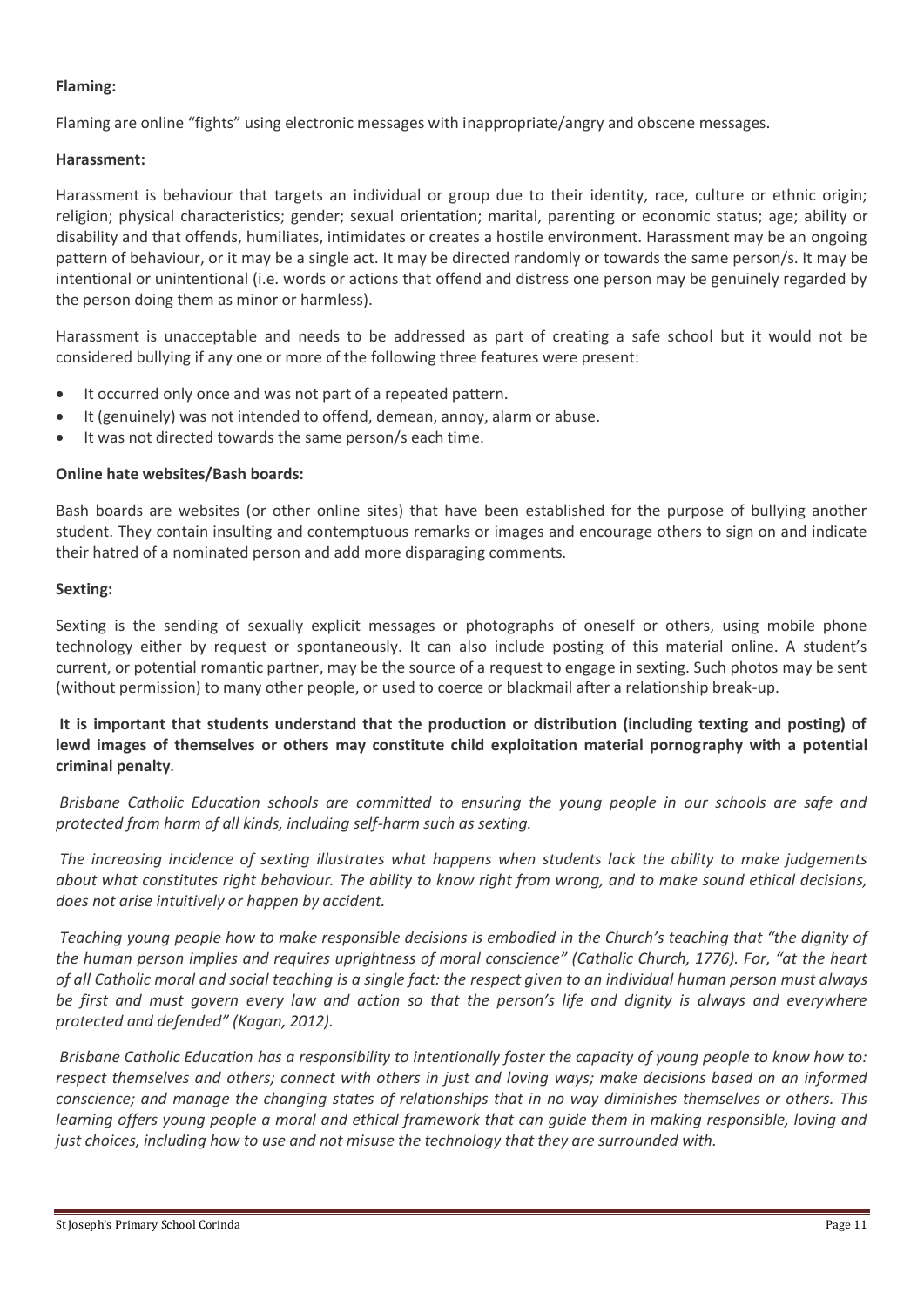**Flaming:**

Flaming are online "fights" using electronic messages with inappropriate/angry and obscene messages.

**Harassment:**

Harassment is behaviour that targets an individual or group due to their identity, race, culture or ethnic origin; religion; physical characteristics; gender; sexual orientation; marital, parenting or economic status; age; ability or disability and that offends, humiliates, intimidates or creates a hostile environment. Harassment may be an ongoing pattern of behaviour, or it may be a single act. It may be directed randomly or towards the same person/s. It may be intentional or unintentional (i.e. words or actions that offend and distress one person may be genuinely regarded by the person doing them as minor or harmless).

Harassment is unacceptable and needs to be addressed as part of creating a safe school but it would not be considered bullying if any one or more of the following three features were present:

- It occurred only once and was not part of a repeated pattern.
- It (genuinely) was not intended to offend, demean, annoy, alarm or abuse.
- It was not directed towards the same person/s each time.

**Online hate websites/Bash boards:**

Bash boards are websites (or other online sites) that have been established for the purpose of bullying another student. They contain insulting and contemptuous remarks or images and encourage others to sign on and indicate their hatred of a nominated person and add more disparaging comments.

**Sexting:**

Sexting is the sending of sexually explicit messages or photographs of oneself or others, using mobile phone technology either by request or spontaneously. It can also include posting of this material online. A student's current, or potential romantic partner, may be the source of a request to engage in sexting. Such photos may be sent (without permission) to many other people, or used to coerce or blackmail after a relationship break-up.

**It is important that students understand that the production or distribution (including texting and posting) of lewd images of themselves or others may constitute child exploitation material pornography with a potential criminal penalty**.

*Brisbane Catholic Education schools are committed to ensuring the young people in our schools are safe and protected from harm of all kinds, including self-harm such as sexting.*

*The increasing incidence of sexting illustrates what happens when students lack the ability to make judgements about what constitutes right behaviour. The ability to know right from wrong, and to make sound ethical decisions, does not arise intuitively or happen by accident.*

*Teaching young people how to make responsible decisions is embodied in the Church's teaching that "the dignity of the human person implies and requires uprightness of moral conscience" (Catholic Church, 1776). For, "at the heart of all Catholic moral and social teaching is a single fact: the respect given to an individual human person must always be first and must govern every law and action so that the person's life and dignity is always and everywhere protected and defended" (Kagan, 2012).*

*Brisbane Catholic Education has a responsibility to intentionally foster the capacity of young people to know how to: respect themselves and others; connect with others in just and loving ways; make decisions based on an informed conscience; and manage the changing states of relationships that in no way diminishes themselves or others. This learning offers young people a moral and ethical framework that can guide them in making responsible, loving and just choices, including how to use and not misuse the technology that they are surrounded with.*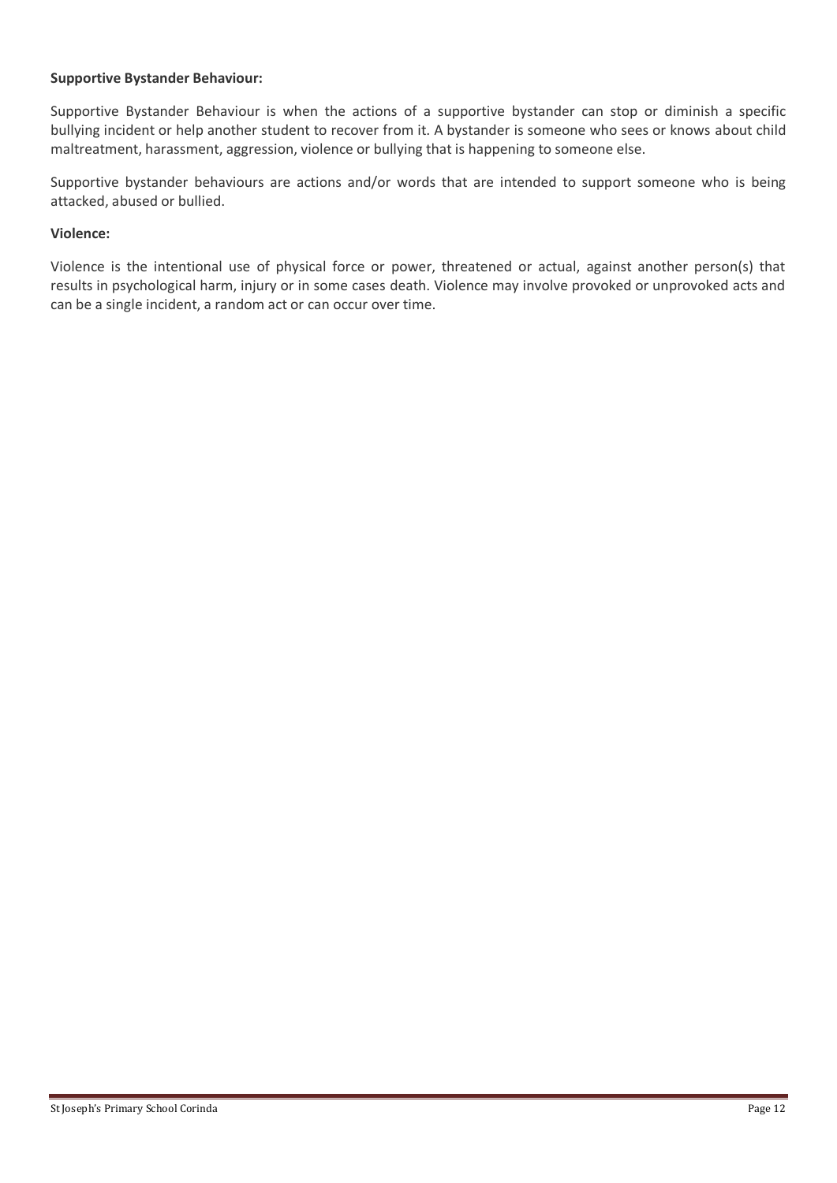**Supportive Bystander Behaviour:**

Supportive Bystander Behaviour is when the actions of a supportive bystander can stop or diminish a specific bullying incident or help another student to recover from it. A bystander is someone who sees or knows about child maltreatment, harassment, aggression, violence or bullying that is happening to someone else.

Supportive bystander behaviours are actions and/or words that are intended to support someone who is being attacked, abused or bullied.

**Violence:**

Violence is the intentional use of physical force or power, threatened or actual, against another person(s) that results in psychological harm, injury or in some cases death. Violence may involve provoked or unprovoked acts and can be a single incident, a random act or can occur over time.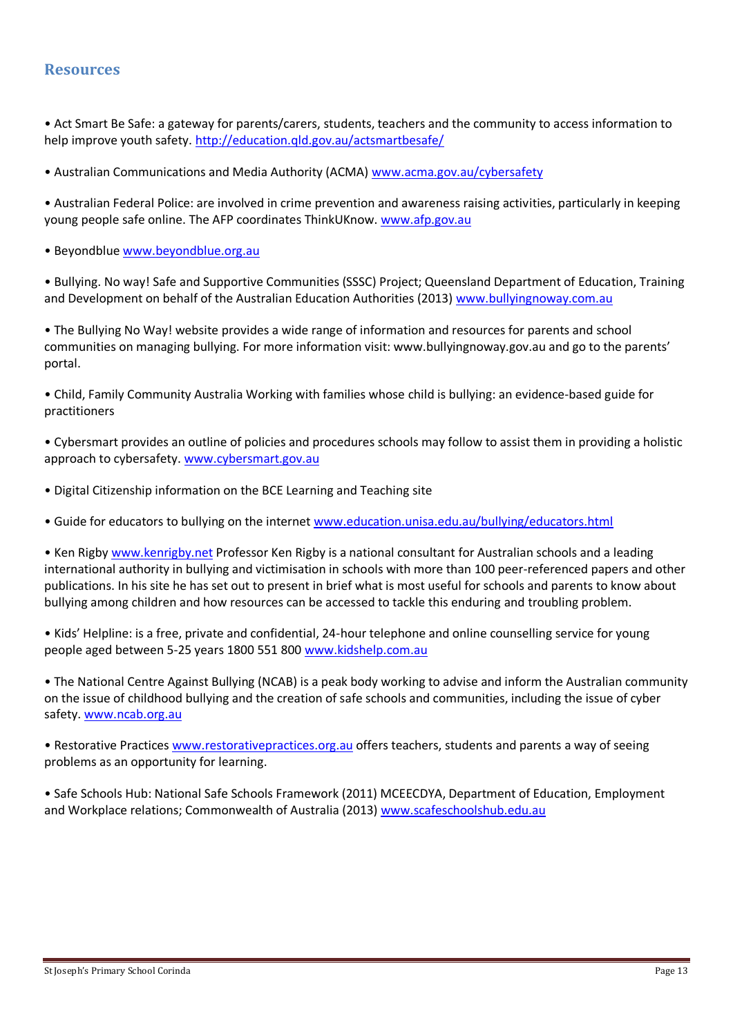## Resources

• Act Smart Be Safe: a gateway for parents/carers, students, teachers and the community to access information to help improve youth safety. http://education.qld.gov.au/actsmartbesafe/

• Australian Communications and Media Authority (ACMA) www.acma.gov.au/cybersafety

• Australian Federal Police: are involved in crime prevention and awareness raising activities, particularly in keeping young people safe online. The AFP coordinates ThinkUKnow. www.afp.gov.au

• Beyondblue www.beyondblue.org.au

• Bullying. No way! Safe and Supportive Communities (SSSC) Project; Queensland Department of Education, Training and Development on behalf of the Australian Education Authorities (2013) www.bullyingnoway.com.au

• The Bullying No Way! website provides a wide range of information and resources for parents and school communities on managing bullying. For more information visit: www.bullyingnoway.gov.au and go to the parents' portal.

• Child, Family Community Australia Working with families whose child is bullying: an evidence-based guide for practitioners

• Cybersmart provides an outline of policies and procedures schools may follow to assist them in providing a holistic approach to cybersafety. www.cybersmart.gov.au

• Digital Citizenship information on the BCE Learning and Teaching site

• Guide for educators to bullying on the internet www.education.unisa.edu.au/bullying/educators.html

• Ken Rigby www.kenrigby.net Professor Ken Rigby is a national consultant for Australian schools and a leading international authority in bullying and victimisation in schools with more than 100 peer-referenced papers and other publications. In his site he has set out to present in brief what is most useful for schools and parents to know about bullying among children and how resources can be accessed to tackle this enduring and troubling problem.

• Kids' Helpline: is a free, private and confidential, 24-hour telephone and online counselling service for young people aged between 5-25 years 1800 551 800 www.kidshelp.com.au

• The National Centre Against Bullying (NCAB) is a peak body working to advise and inform the Australian community on the issue of childhood bullying and the creation of safe schools and communities, including the issue of cyber safety. www.ncab.org.au

• Restorative Practices www.restorativepractices.org.au offers teachers, students and parents a way of seeing problems as an opportunity for learning.

• Safe Schools Hub: National Safe Schools Framework (2011) MCEECDYA, Department of Education, Employment and Workplace relations; Commonwealth of Australia (2013) www.scafeschoolshub.edu.au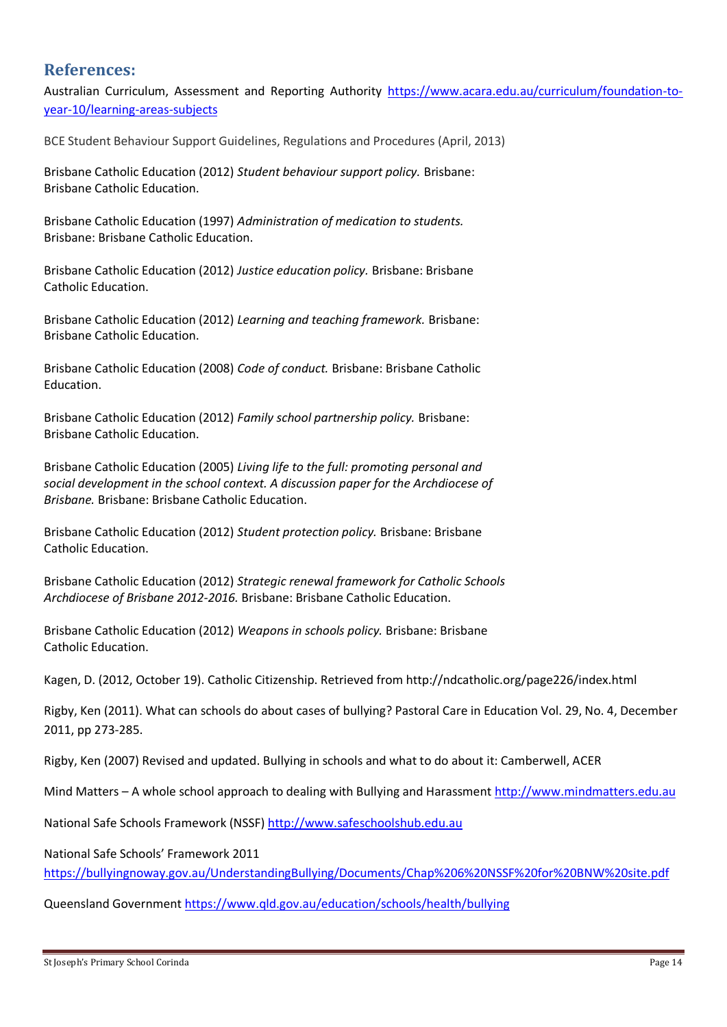## References:

Australian Curriculum, Assessment and Reporting Authority https://www.acara.edu.au/curriculum/foundation-to-year-10/learning-areas-subjects

BCE Student Behaviour Support Guidelines, Regulations and Procedures (April, 2013)

Brisbane Catholic Education (2012) *Student behaviour support policy.* Brisbane: Brisbane Catholic Education.

Brisbane Catholic Education (1997) *Administration of medication to students.* Brisbane: Brisbane Catholic Education.

Brisbane Catholic Education (2012) *Justice education policy.* Brisbane: Brisbane Catholic Education.

Brisbane Catholic Education (2012) *Learning and teaching framework.* Brisbane: Brisbane Catholic Education.

Brisbane Catholic Education (2008) *Code of conduct.* Brisbane: Brisbane Catholic Education.

Brisbane Catholic Education (2012) *Family school partnership policy.* Brisbane: Brisbane Catholic Education.

Brisbane Catholic Education (2005) *Living life to the full: promoting personal and social development in the school context. A discussion paper for the Archdiocese of Brisbane.* Brisbane: Brisbane Catholic Education.

Brisbane Catholic Education (2012) *Student protection policy.* Brisbane: Brisbane Catholic Education.

Brisbane Catholic Education (2012) *Strategic renewal framework for Catholic Schools Archdiocese of Brisbane 2012-2016.* Brisbane: Brisbane Catholic Education.

Brisbane Catholic Education (2012) *Weapons in schools policy.* Brisbane: Brisbane Catholic Education.

Kagen, D. (2012, October 19). Catholic Citizenship. Retrieved from http://ndcatholic.org/page226/index.html

Rigby, Ken (2011). What can schools do about cases of bullying? Pastoral Care in Education Vol. 29, No. 4, December 2011, pp 273-285.

Rigby, Ken (2007) Revised and updated. Bullying in schools and what to do about it: Camberwell, ACER

Mind Matters – A whole school approach to dealing with Bullying and Harassment http://www.mindmatters.edu.au

National Safe Schools Framework (NSSF) http://www.safeschoolshub.edu.au

National Safe Schools' Framework 2011
https://bullyingnoway.gov.au/UnderstandingBullying/Documents/Chap%206%20NSSF%20for%20BNW%20site.pdf

Queensland Government https://www.qld.gov.au/education/schools/health/bullying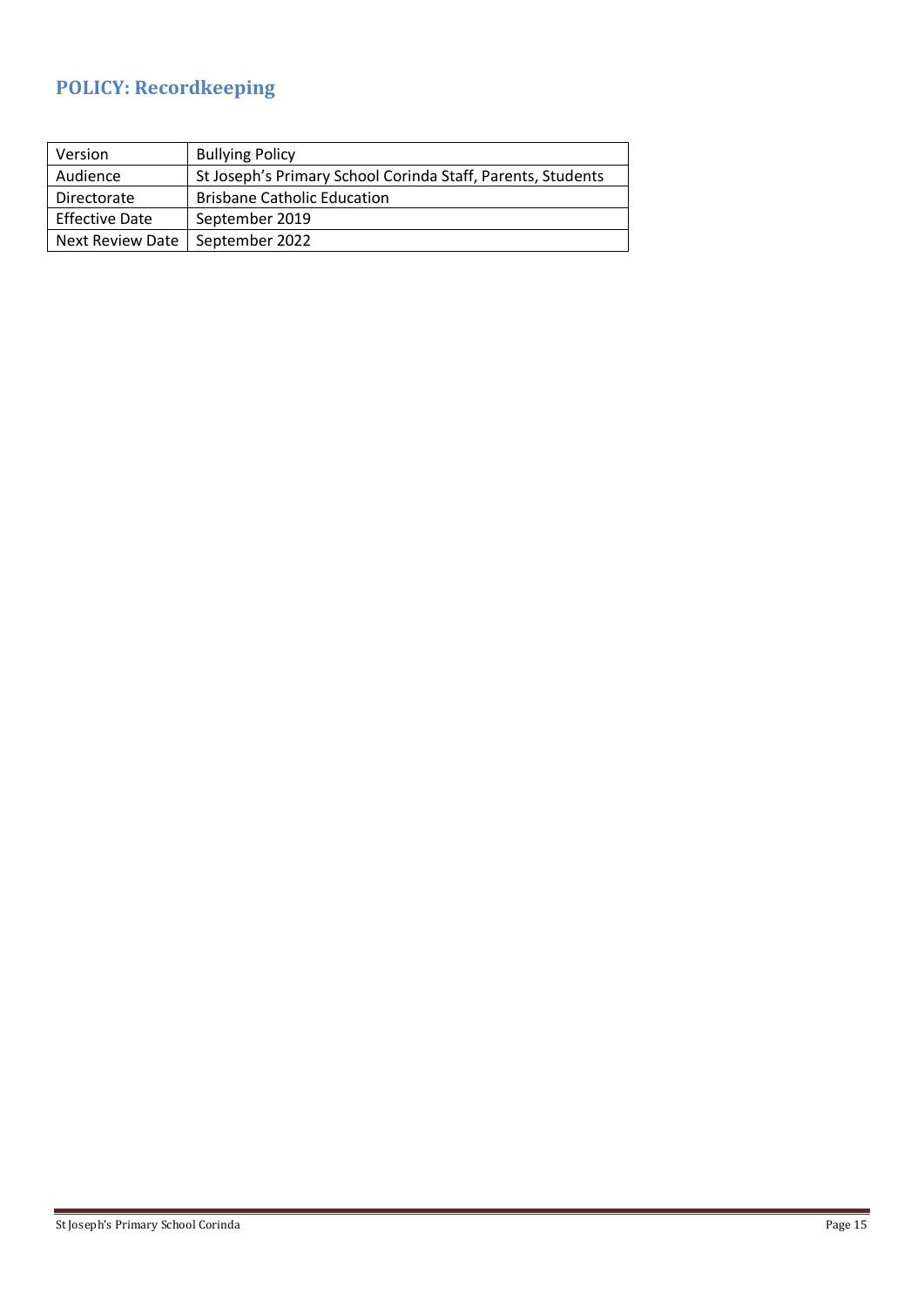# POLICY: Recordkeeping

| | |
|---|---|
| Version | Bullying Policy |
| Audience | St Joseph's Primary School Corinda Staff, Parents, Students |
| Directorate | Brisbane Catholic Education |
| Effective Date | September 2019 |
| Next Review Date | September 2022 |